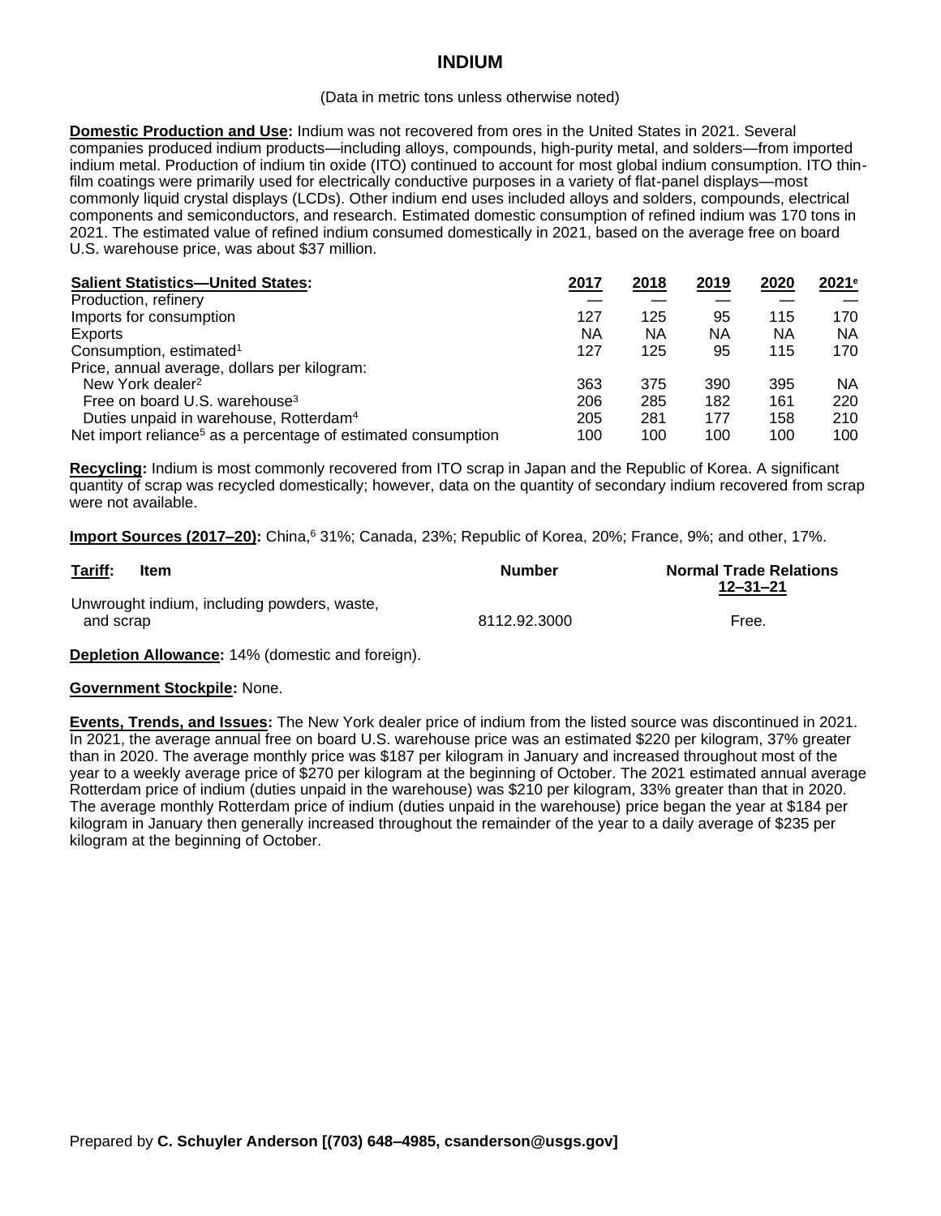# INDIUM

(Data in metric tons unless otherwise noted)

**Domestic Production and Use:** Indium was not recovered from ores in the United States in 2021. Several companies produced indium products—including alloys, compounds, high-purity metal, and solders—from imported indium metal. Production of indium tin oxide (ITO) continued to account for most global indium consumption. ITO thin-film coatings were primarily used for electrically conductive purposes in a variety of flat-panel displays—most commonly liquid crystal displays (LCDs). Other indium end uses included alloys and solders, compounds, electrical components and semiconductors, and research. Estimated domestic consumption of refined indium was 170 tons in 2021. The estimated value of refined indium consumed domestically in 2021, based on the average free on board U.S. warehouse price, was about $37 million.

| Salient Statistics—United States: | 2017 | 2018 | 2019 | 2020 | 2021[e] |
|---|---|---|---|---|---|
| Production, refinery | — | — | — | — | — |
| Imports for consumption | 127 | 125 | 95 | 115 | 170 |
| Exports | NA | NA | NA | NA | NA |
| Consumption, estimated[1] | 127 | 125 | 95 | 115 | 170 |
| Price, annual average, dollars per kilogram: | | | | | |
| New York dealer[2] | 363 | 375 | 390 | 395 | NA |
| Free on board U.S. warehouse[3] | 206 | 285 | 182 | 161 | 220 |
| Duties unpaid in warehouse, Rotterdam[4] | 205 | 281 | 177 | 158 | 210 |
| Net import reliance[5] as a percentage of estimated consumption | 100 | 100 | 100 | 100 | 100 |

**Recycling:** Indium is most commonly recovered from ITO scrap in Japan and the Republic of Korea. A significant quantity of scrap was recycled domestically; however, data on the quantity of secondary indium recovered from scrap were not available.

**Import Sources (2017–20):** China,[6] 31%; Canada, 23%; Republic of Korea, 20%; France, 9%; and other, 17%.

| Tariff: Item | Number | Normal Trade Relations 12–31–21 |
|---|---|---|
| Unwrought indium, including powders, waste, and scrap | 8112.92.3000 | Free. |

**Depletion Allowance:** 14% (domestic and foreign).

**Government Stockpile:** None.

**Events, Trends, and Issues:** The New York dealer price of indium from the listed source was discontinued in 2021. In 2021, the average annual free on board U.S. warehouse price was an estimated $220 per kilogram, 37% greater than in 2020. The average monthly price was $187 per kilogram in January and increased throughout most of the year to a weekly average price of $270 per kilogram at the beginning of October. The 2021 estimated annual average Rotterdam price of indium (duties unpaid in the warehouse) was $210 per kilogram, 33% greater than that in 2020. The average monthly Rotterdam price of indium (duties unpaid in the warehouse) price began the year at $184 per kilogram in January then generally increased throughout the remainder of the year to a daily average of $235 per kilogram at the beginning of October.

Prepared by **C. Schuyler Anderson [(703) 648–4985, csanderson@usgs.gov]**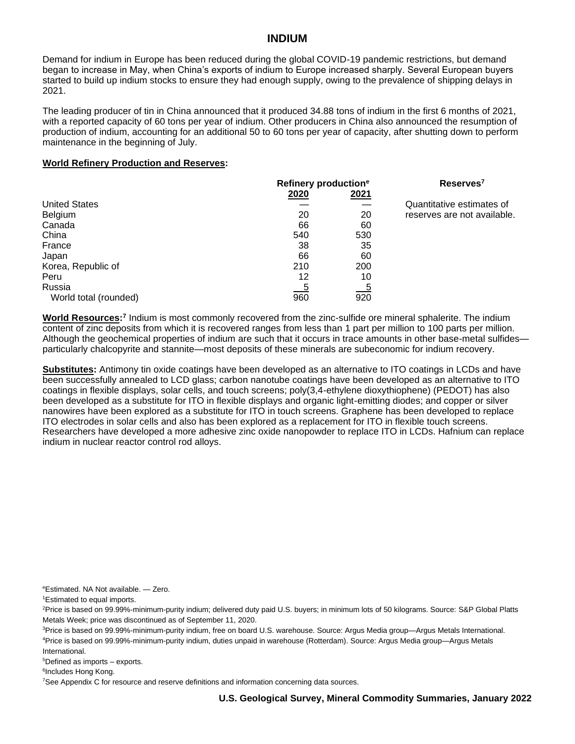# INDIUM

Demand for indium in Europe has been reduced during the global COVID-19 pandemic restrictions, but demand began to increase in May, when China's exports of indium to Europe increased sharply. Several European buyers started to build up indium stocks to ensure they had enough supply, owing to the prevalence of shipping delays in 2021.

The leading producer of tin in China announced that it produced 34.88 tons of indium in the first 6 months of 2021, with a reported capacity of 60 tons per year of indium. Other producers in China also announced the resumption of production of indium, accounting for an additional 50 to 60 tons per year of capacity, after shutting down to perform maintenance in the beginning of July.

**World Refinery Production and Reserves:**

| | Refinery production[e] | | Reserves[7] |
|---|---|---|---|
| | 2020 | 2021 | |
| United States | — | — | Quantitative estimates of reserves are not available. |
| Belgium | 20 | 20 | |
| Canada | 66 | 60 | |
| China | 540 | 530 | |
| France | 38 | 35 | |
| Japan | 66 | 60 | |
| Korea, Republic of | 210 | 200 | |
| Peru | 12 | 10 | |
| Russia | 5 | 5 | |
| World total (rounded) | 960 | 920 | |

**World Resources:**[7] Indium is most commonly recovered from the zinc-sulfide ore mineral sphalerite. The indium content of zinc deposits from which it is recovered ranges from less than 1 part per million to 100 parts per million. Although the geochemical properties of indium are such that it occurs in trace amounts in other base-metal sulfides—particularly chalcopyrite and stannite—most deposits of these minerals are subeconomic for indium recovery.

**Substitutes:** Antimony tin oxide coatings have been developed as an alternative to ITO coatings in LCDs and have been successfully annealed to LCD glass; carbon nanotube coatings have been developed as an alternative to ITO coatings in flexible displays, solar cells, and touch screens; poly(3,4-ethylene dioxythiophene) (PEDOT) has also been developed as a substitute for ITO in flexible displays and organic light-emitting diodes; and copper or silver nanowires have been explored as a substitute for ITO in touch screens. Graphene has been developed to replace ITO electrodes in solar cells and also has been explored as a replacement for ITO in flexible touch screens. Researchers have developed a more adhesive zinc oxide nanopowder to replace ITO in LCDs. Hafnium can replace indium in nuclear reactor control rod alloys.

[e]Estimated. NA Not available. — Zero.

[1]Estimated to equal imports.

[2]Price is based on 99.99%-minimum-purity indium; delivered duty paid U.S. buyers; in minimum lots of 50 kilograms. Source: S&P Global Platts Metals Week; price was discontinued as of September 11, 2020.

[3]Price is based on 99.99%-minimum-purity indium, free on board U.S. warehouse. Source: Argus Media group—Argus Metals International.

[4]Price is based on 99.99%-minimum-purity indium, duties unpaid in warehouse (Rotterdam). Source: Argus Media group—Argus Metals International.

[5]Defined as imports – exports.

[6]Includes Hong Kong.

[7]See Appendix C for resource and reserve definitions and information concerning data sources.